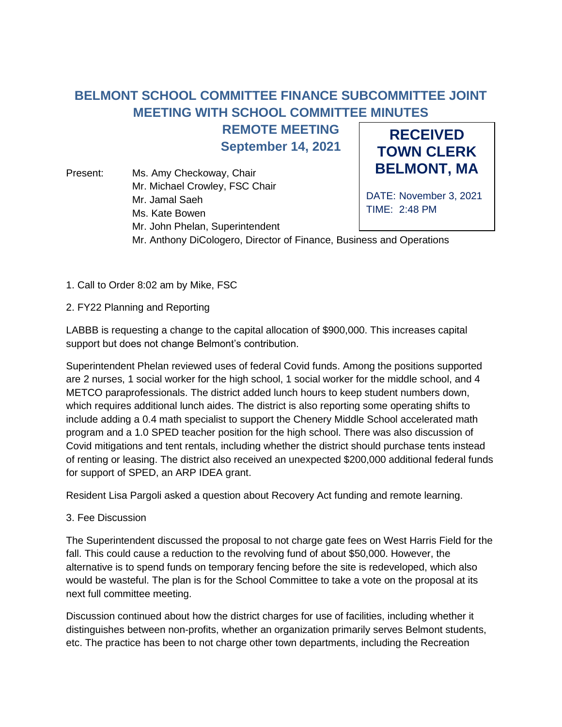# BELMONT SCHOOL COMMITTEE FINANCE SUBCOMMITTEE JOINT MEETING WITH SCHOOL COMMITTEE MINUTES

## REMOTE MEETING
## September 14, 2021

**RECEIVED TOWN CLERK BELMONT, MA**

DATE: November 3, 2021
TIME: 2:48 PM

Present: Ms. Amy Checkoway, Chair
Mr. Michael Crowley, FSC Chair
Mr. Jamal Saeh
Ms. Kate Bowen
Mr. John Phelan, Superintendent
Mr. Anthony DiCologero, Director of Finance, Business and Operations

1. Call to Order 8:02 am by Mike, FSC

2. FY22 Planning and Reporting

LABBB is requesting a change to the capital allocation of $900,000. This increases capital support but does not change Belmont's contribution.

Superintendent Phelan reviewed uses of federal Covid funds. Among the positions supported are 2 nurses, 1 social worker for the high school, 1 social worker for the middle school, and 4 METCO paraprofessionals. The district added lunch hours to keep student numbers down, which requires additional lunch aides. The district is also reporting some operating shifts to include adding a 0.4 math specialist to support the Chenery Middle School accelerated math program and a 1.0 SPED teacher position for the high school. There was also discussion of Covid mitigations and tent rentals, including whether the district should purchase tents instead of renting or leasing. The district also received an unexpected $200,000 additional federal funds for support of SPED, an ARP IDEA grant.

Resident Lisa Pargoli asked a question about Recovery Act funding and remote learning.

3. Fee Discussion

The Superintendent discussed the proposal to not charge gate fees on West Harris Field for the fall. This could cause a reduction to the revolving fund of about $50,000. However, the alternative is to spend funds on temporary fencing before the site is redeveloped, which also would be wasteful. The plan is for the School Committee to take a vote on the proposal at its next full committee meeting.

Discussion continued about how the district charges for use of facilities, including whether it distinguishes between non-profits, whether an organization primarily serves Belmont students, etc. The practice has been to not charge other town departments, including the Recreation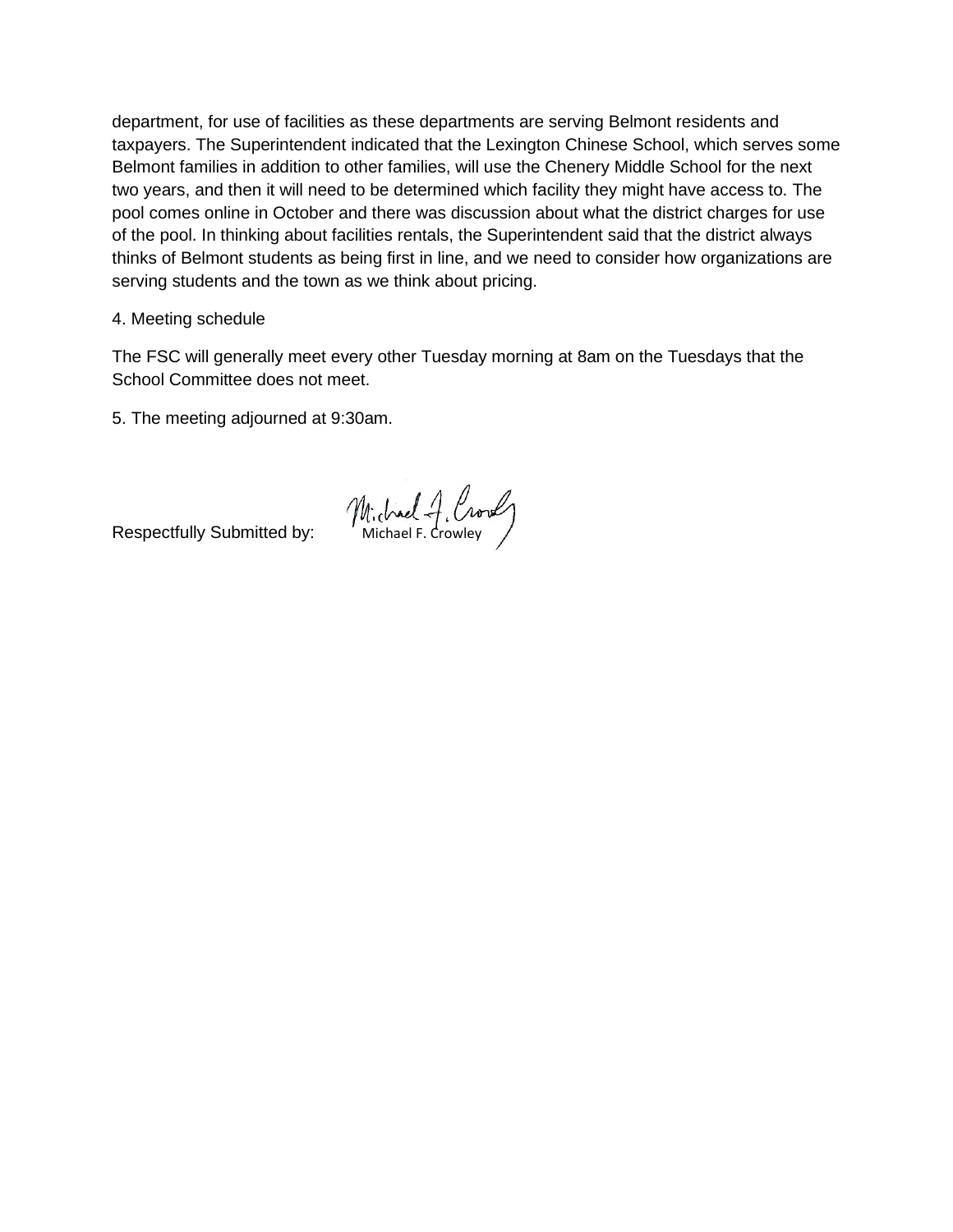department, for use of facilities as these departments are serving Belmont residents and taxpayers. The Superintendent indicated that the Lexington Chinese School, which serves some Belmont families in addition to other families, will use the Chenery Middle School for the next two years, and then it will need to be determined which facility they might have access to. The pool comes online in October and there was discussion about what the district charges for use of the pool. In thinking about facilities rentals, the Superintendent said that the district always thinks of Belmont students as being first in line, and we need to consider how organizations are serving students and the town as we think about pricing.

4. Meeting schedule

The FSC will generally meet every other Tuesday morning at 8am on the Tuesdays that the School Committee does not meet.

5. The meeting adjourned at 9:30am.

Respectfully Submitted by: Michael F. Crowley